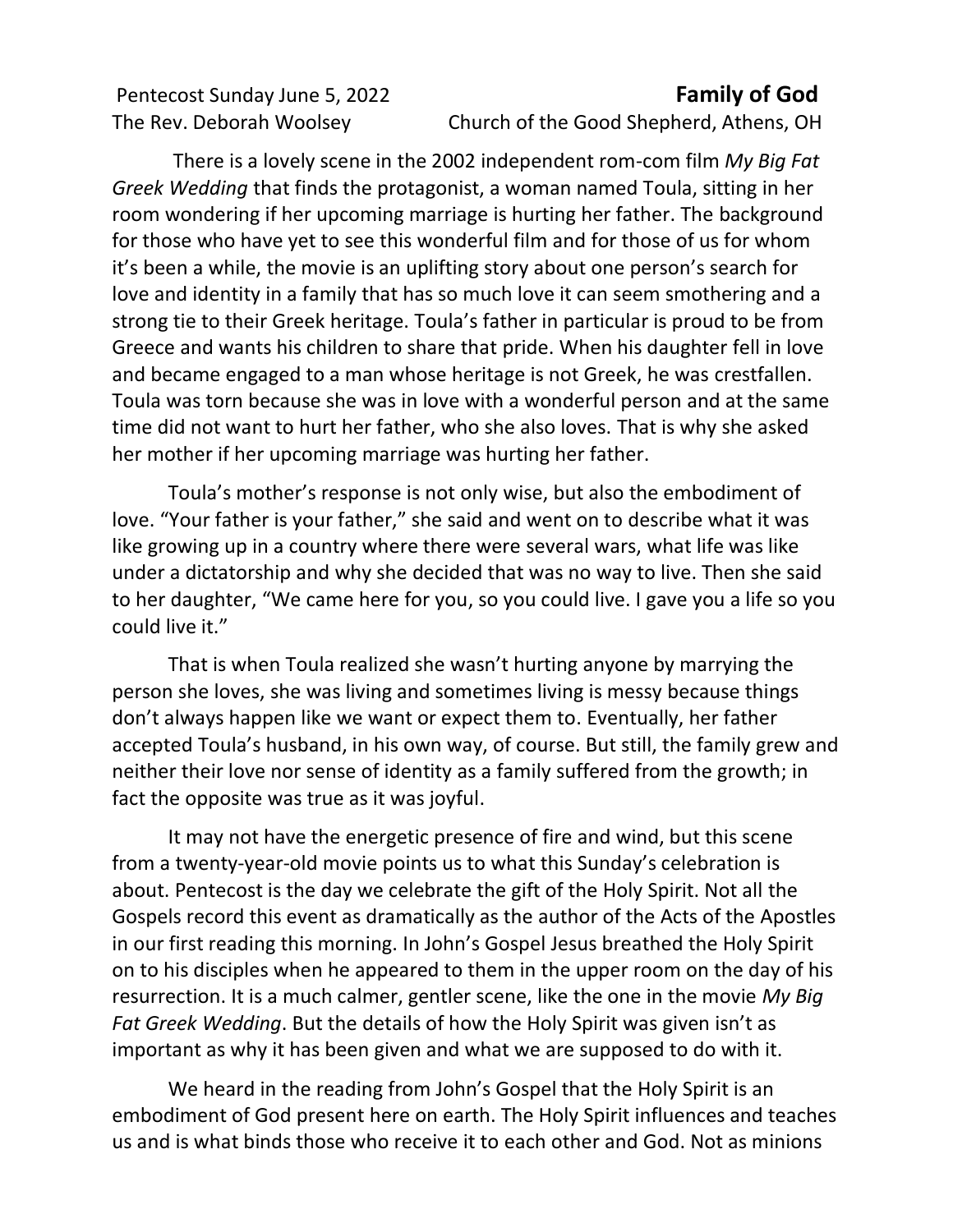Pentecost Sunday June 5, 2022

# **Family of God**

The Rev. Deborah Woolsey — Church of the Good Shepherd, Athens, OH

There is a lovely scene in the 2002 independent rom-com film *My Big Fat Greek Wedding* that finds the protagonist, a woman named Toula, sitting in her room wondering if her upcoming marriage is hurting her father. The background for those who have yet to see this wonderful film and for those of us for whom it's been a while, the movie is an uplifting story about one person's search for love and identity in a family that has so much love it can seem smothering and a strong tie to their Greek heritage. Toula's father in particular is proud to be from Greece and wants his children to share that pride. When his daughter fell in love and became engaged to a man whose heritage is not Greek, he was crestfallen. Toula was torn because she was in love with a wonderful person and at the same time did not want to hurt her father, who she also loves. That is why she asked her mother if her upcoming marriage was hurting her father.

Toula's mother's response is not only wise, but also the embodiment of love. "Your father is your father," she said and went on to describe what it was like growing up in a country where there were several wars, what life was like under a dictatorship and why she decided that was no way to live. Then she said to her daughter, "We came here for you, so you could live. I gave you a life so you could live it."

That is when Toula realized she wasn't hurting anyone by marrying the person she loves, she was living and sometimes living is messy because things don't always happen like we want or expect them to. Eventually, her father accepted Toula's husband, in his own way, of course. But still, the family grew and neither their love nor sense of identity as a family suffered from the growth; in fact the opposite was true as it was joyful.

It may not have the energetic presence of fire and wind, but this scene from a twenty-year-old movie points us to what this Sunday's celebration is about. Pentecost is the day we celebrate the gift of the Holy Spirit. Not all the Gospels record this event as dramatically as the author of the Acts of the Apostles in our first reading this morning. In John's Gospel Jesus breathed the Holy Spirit on to his disciples when he appeared to them in the upper room on the day of his resurrection. It is a much calmer, gentler scene, like the one in the movie *My Big Fat Greek Wedding*. But the details of how the Holy Spirit was given isn't as important as why it has been given and what we are supposed to do with it.

We heard in the reading from John's Gospel that the Holy Spirit is an embodiment of God present here on earth. The Holy Spirit influences and teaches us and is what binds those who receive it to each other and God. Not as minions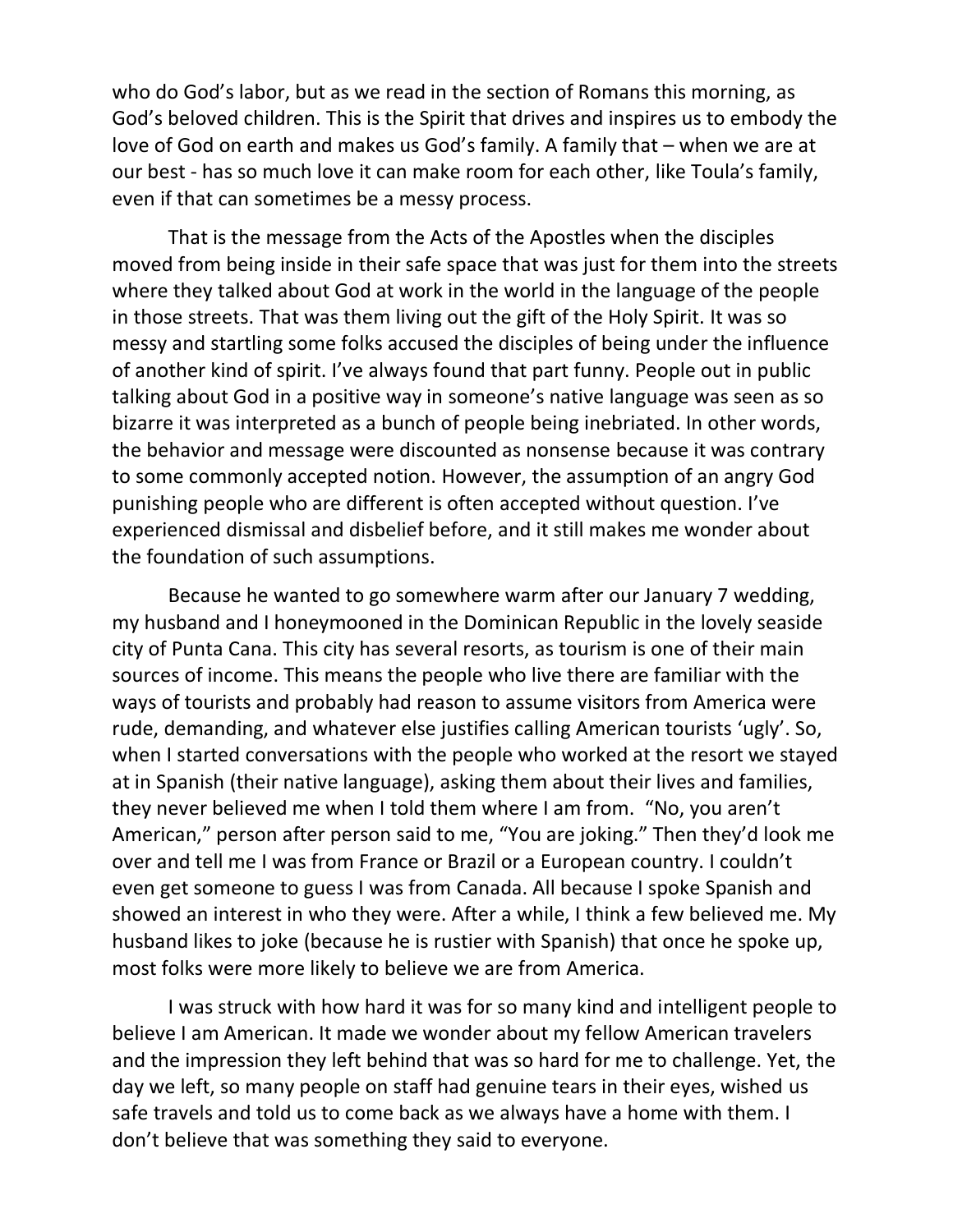who do God's labor, but as we read in the section of Romans this morning, as God's beloved children. This is the Spirit that drives and inspires us to embody the love of God on earth and makes us God's family. A family that – when we are at our best - has so much love it can make room for each other, like Toula's family, even if that can sometimes be a messy process.

That is the message from the Acts of the Apostles when the disciples moved from being inside in their safe space that was just for them into the streets where they talked about God at work in the world in the language of the people in those streets. That was them living out the gift of the Holy Spirit. It was so messy and startling some folks accused the disciples of being under the influence of another kind of spirit. I've always found that part funny. People out in public talking about God in a positive way in someone's native language was seen as so bizarre it was interpreted as a bunch of people being inebriated. In other words, the behavior and message were discounted as nonsense because it was contrary to some commonly accepted notion. However, the assumption of an angry God punishing people who are different is often accepted without question. I've experienced dismissal and disbelief before, and it still makes me wonder about the foundation of such assumptions.

Because he wanted to go somewhere warm after our January 7 wedding, my husband and I honeymooned in the Dominican Republic in the lovely seaside city of Punta Cana. This city has several resorts, as tourism is one of their main sources of income. This means the people who live there are familiar with the ways of tourists and probably had reason to assume visitors from America were rude, demanding, and whatever else justifies calling American tourists 'ugly'. So, when I started conversations with the people who worked at the resort we stayed at in Spanish (their native language), asking them about their lives and families, they never believed me when I told them where I am from. "No, you aren't American," person after person said to me, "You are joking." Then they'd look me over and tell me I was from France or Brazil or a European country. I couldn't even get someone to guess I was from Canada. All because I spoke Spanish and showed an interest in who they were. After a while, I think a few believed me. My husband likes to joke (because he is rustier with Spanish) that once he spoke up, most folks were more likely to believe we are from America.

I was struck with how hard it was for so many kind and intelligent people to believe I am American. It made we wonder about my fellow American travelers and the impression they left behind that was so hard for me to challenge. Yet, the day we left, so many people on staff had genuine tears in their eyes, wished us safe travels and told us to come back as we always have a home with them. I don't believe that was something they said to everyone.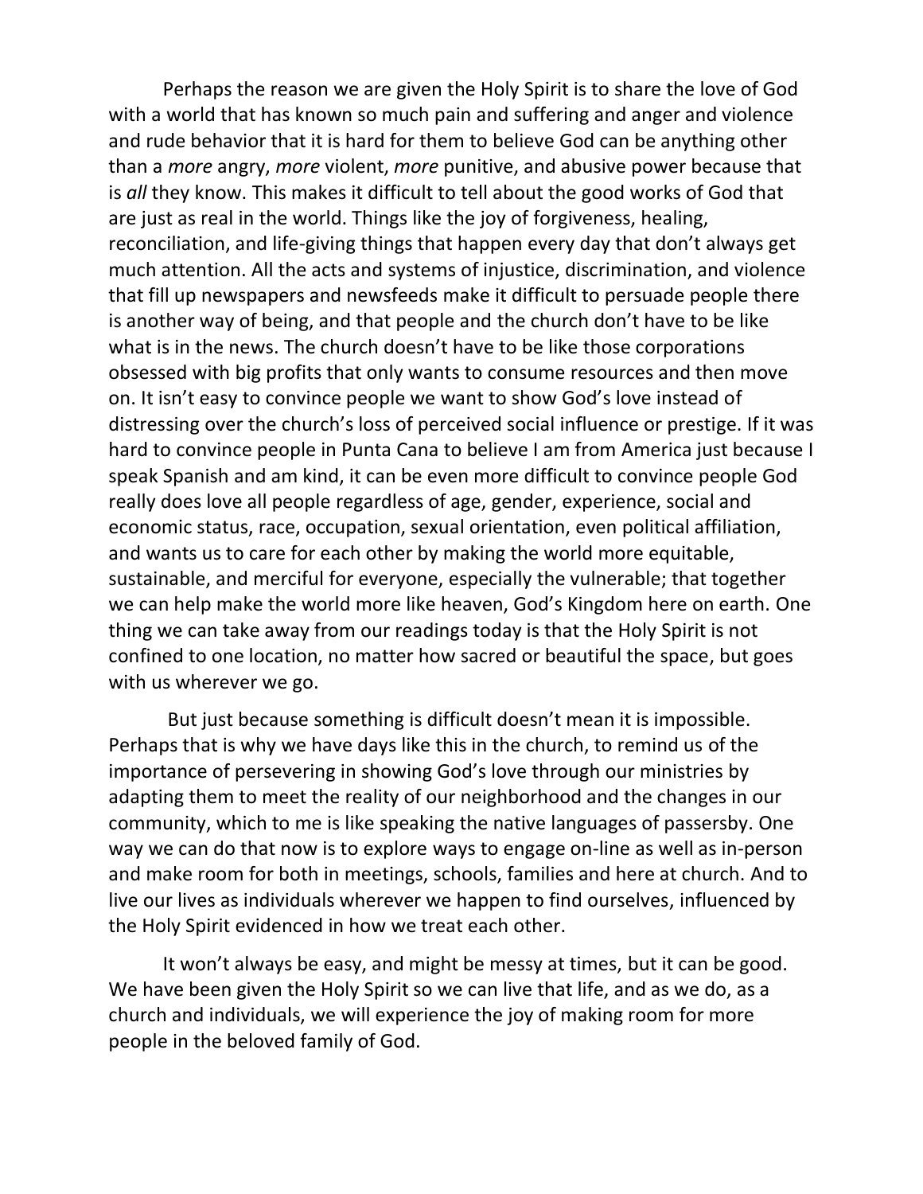Perhaps the reason we are given the Holy Spirit is to share the love of God with a world that has known so much pain and suffering and anger and violence and rude behavior that it is hard for them to believe God can be anything other than a *more* angry, *more* violent, *more* punitive, and abusive power because that is *all* they know. This makes it difficult to tell about the good works of God that are just as real in the world. Things like the joy of forgiveness, healing, reconciliation, and life-giving things that happen every day that don't always get much attention. All the acts and systems of injustice, discrimination, and violence that fill up newspapers and newsfeeds make it difficult to persuade people there is another way of being, and that people and the church don't have to be like what is in the news. The church doesn't have to be like those corporations obsessed with big profits that only wants to consume resources and then move on. It isn't easy to convince people we want to show God's love instead of distressing over the church's loss of perceived social influence or prestige. If it was hard to convince people in Punta Cana to believe I am from America just because I speak Spanish and am kind, it can be even more difficult to convince people God really does love all people regardless of age, gender, experience, social and economic status, race, occupation, sexual orientation, even political affiliation, and wants us to care for each other by making the world more equitable, sustainable, and merciful for everyone, especially the vulnerable; that together we can help make the world more like heaven, God's Kingdom here on earth. One thing we can take away from our readings today is that the Holy Spirit is not confined to one location, no matter how sacred or beautiful the space, but goes with us wherever we go.

But just because something is difficult doesn't mean it is impossible. Perhaps that is why we have days like this in the church, to remind us of the importance of persevering in showing God's love through our ministries by adapting them to meet the reality of our neighborhood and the changes in our community, which to me is like speaking the native languages of passersby. One way we can do that now is to explore ways to engage on-line as well as in-person and make room for both in meetings, schools, families and here at church. And to live our lives as individuals wherever we happen to find ourselves, influenced by the Holy Spirit evidenced in how we treat each other.

It won't always be easy, and might be messy at times, but it can be good. We have been given the Holy Spirit so we can live that life, and as we do, as a church and individuals, we will experience the joy of making room for more people in the beloved family of God.